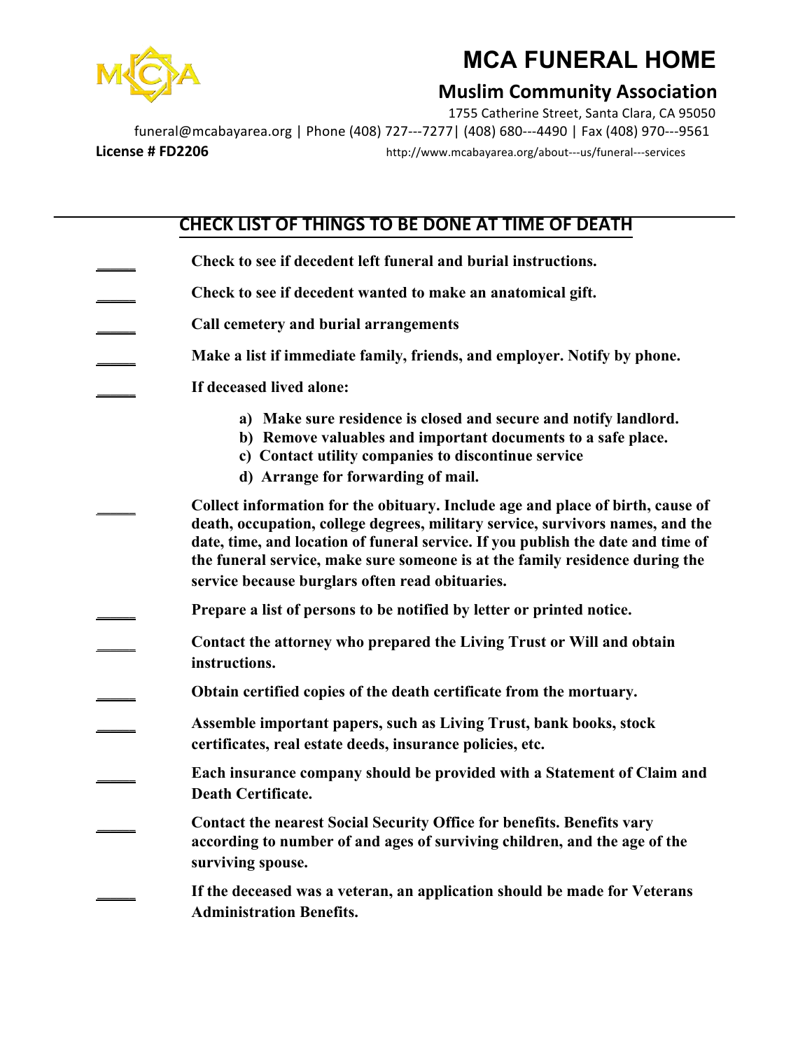# MCA FUNERAL HOME

## Muslim Community Association

1755 Catherine Street, Santa Clara, CA 95050

funeral@mcabayarea.org | Phone (408) 727---7277| (408) 680---4490 | Fax (408) 970---9561

**License # FD2206** http://www.mcabayarea.org/about---us/funeral---services

## CHECK LIST OF THINGS TO BE DONE AT TIME OF DEATH

_____ **Check to see if decedent left funeral and burial instructions.**

_____ **Check to see if decedent wanted to make an anatomical gift.**

_____ **Call cemetery and burial arrangements**

_____ **Make a list if immediate family, friends, and employer. Notify by phone.**

_____ **If deceased lived alone:**

- **a) Make sure residence is closed and secure and notify landlord.**
- **b) Remove valuables and important documents to a safe place.**
- **c) Contact utility companies to discontinue service**
- **d) Arrange for forwarding of mail.**

_____ **Collect information for the obituary. Include age and place of birth, cause of death, occupation, college degrees, military service, survivors names, and the date, time, and location of funeral service. If you publish the date and time of the funeral service, make sure someone is at the family residence during the service because burglars often read obituaries.**

_____ **Prepare a list of persons to be notified by letter or printed notice.**

_____ **Contact the attorney who prepared the Living Trust or Will and obtain instructions.**

_____ **Obtain certified copies of the death certificate from the mortuary.**

_____ **Assemble important papers, such as Living Trust, bank books, stock certificates, real estate deeds, insurance policies, etc.**

_____ **Each insurance company should be provided with a Statement of Claim and Death Certificate.**

_____ **Contact the nearest Social Security Office for benefits. Benefits vary according to number of and ages of surviving children, and the age of the surviving spouse.**

_____ **If the deceased was a veteran, an application should be made for Veterans Administration Benefits.**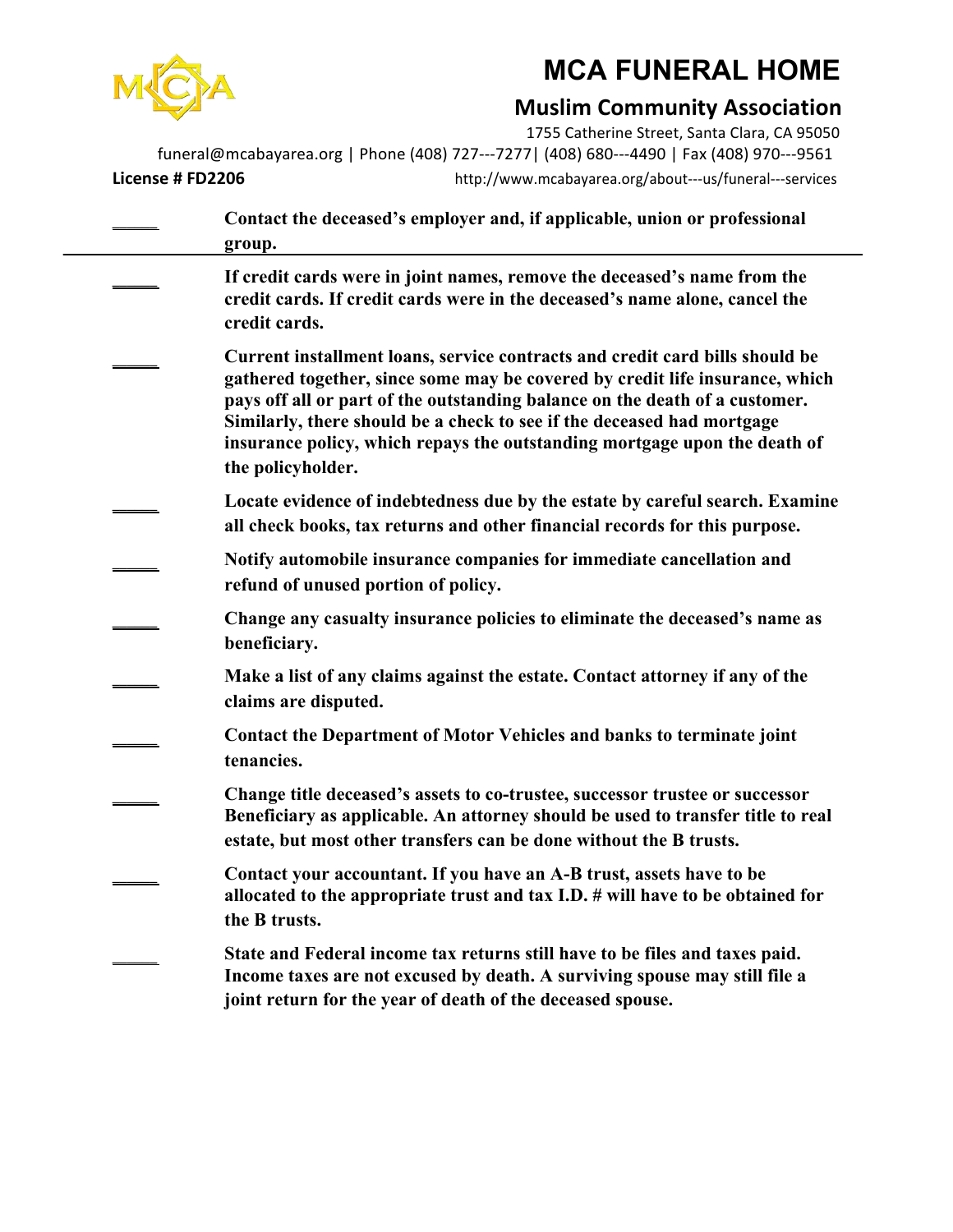_____ Contact the deceased's employer and, if applicable, union or professional group.

---

_____ If credit cards were in joint names, remove the deceased's name from the credit cards. If credit cards were in the deceased's name alone, cancel the credit cards.

_____ Current installment loans, service contracts and credit card bills should be gathered together, since some may be covered by credit life insurance, which pays off all or part of the outstanding balance on the death of a customer. Similarly, there should be a check to see if the deceased had mortgage insurance policy, which repays the outstanding mortgage upon the death of the policyholder.

_____ Locate evidence of indebtedness due by the estate by careful search. Examine all check books, tax returns and other financial records for this purpose.

_____ Notify automobile insurance companies for immediate cancellation and refund of unused portion of policy.

_____ Change any casualty insurance policies to eliminate the deceased's name as beneficiary.

_____ Make a list of any claims against the estate. Contact attorney if any of the claims are disputed.

_____ Contact the Department of Motor Vehicles and banks to terminate joint tenancies.

_____ Change title deceased's assets to co-trustee, successor trustee or successor Beneficiary as applicable. An attorney should be used to transfer title to real estate, but most other transfers can be done without the B trusts.

_____ Contact your accountant. If you have an A-B trust, assets have to be allocated to the appropriate trust and tax I.D. # will have to be obtained for the B trusts.

_____ State and Federal income tax returns still have to be files and taxes paid. Income taxes are not excused by death. A surviving spouse may still file a joint return for the year of death of the deceased spouse.